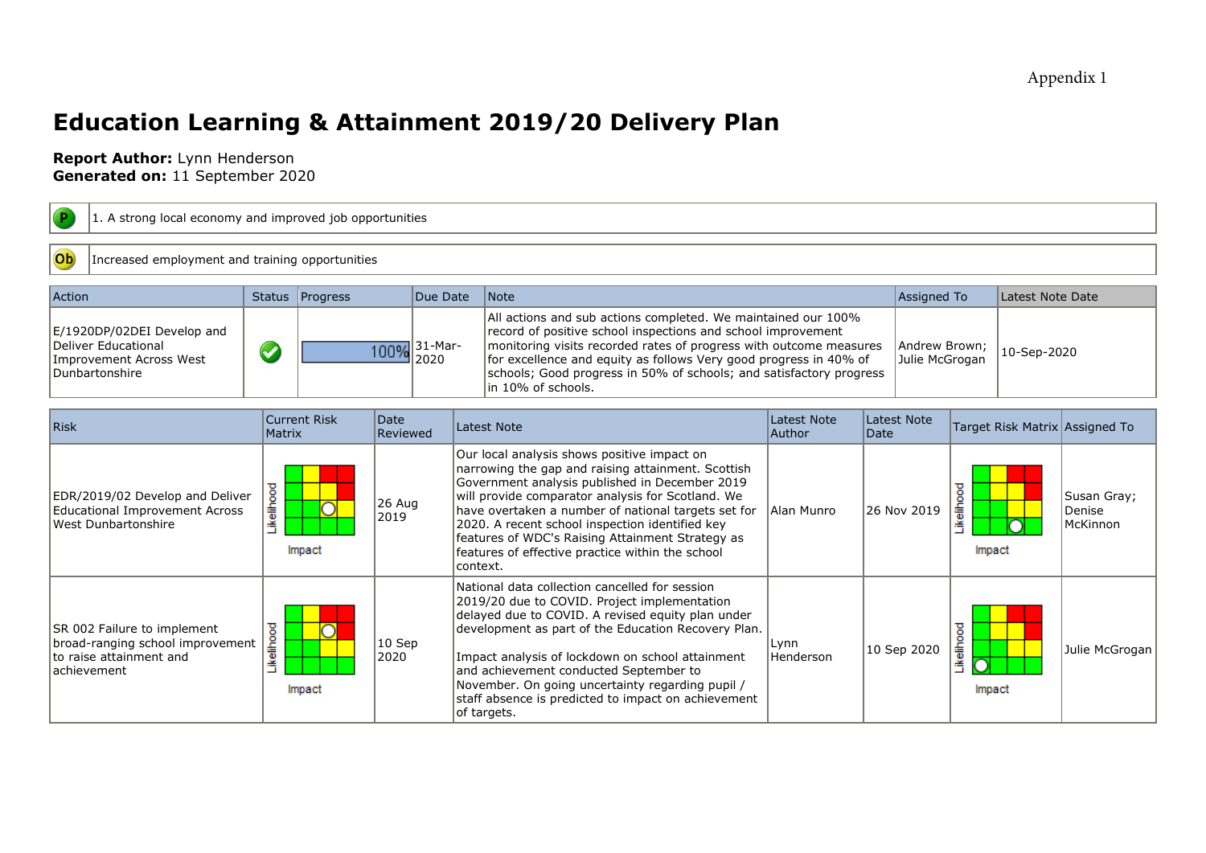Appendix 1

# Education Learning & Attainment 2019/20 Delivery Plan

**Report Author:** Lynn Henderson
**Generated on:** 11 September 2020

| P | 1. A strong local economy and improved job opportunities |
|---|---|

| Ob | Increased employment and training opportunities |
|---|---|

| Action | Status | Progress | Due Date | Note | Assigned To | Latest Note Date |
|---|---|---|---|---|---|---|
| E/1920DP/02DEI Develop and Deliver Educational Improvement Across West Dunbartonshire | ✔ | 100% | 31-Mar-2020 | All actions and sub actions completed. We maintained our 100% record of positive school inspections and school improvement monitoring visits recorded rates of progress with outcome measures for excellence and equity as follows Very good progress in 40% of schools; Good progress in 50% of schools; and satisfactory progress in 10% of schools. | Andrew Brown; Julie McGrogan | 10-Sep-2020 |

| Risk | Current Risk Matrix | Date Reviewed | Latest Note | Latest Note Author | Latest Note Date | Target Risk Matrix | Assigned To |
|---|---|---|---|---|---|---|---|
| EDR/2019/02 Develop and Deliver Educational Improvement Across West Dunbartonshire | | 26 Aug 2019 | Our local analysis shows positive impact on narrowing the gap and raising attainment. Scottish Government analysis published in December 2019 will provide comparator analysis for Scotland. We have overtaken a number of national targets set for 2020. A recent school inspection identified key features of WDC's Raising Attainment Strategy as features of effective practice within the school context. | Alan Munro | 26 Nov 2019 | | Susan Gray; Denise McKinnon |
| SR 002 Failure to implement broad-ranging school improvement to raise attainment and achievement | | 10 Sep 2020 | National data collection cancelled for session 2019/20 due to COVID. Project implementation delayed due to COVID. A revised equity plan under development as part of the Education Recovery Plan.<br><br>Impact analysis of lockdown on school attainment and achievement conducted September to November. On going uncertainty regarding pupil / staff absence is predicted to impact on achievement of targets. | Lynn Henderson | 10 Sep 2020 | | Julie McGrogan |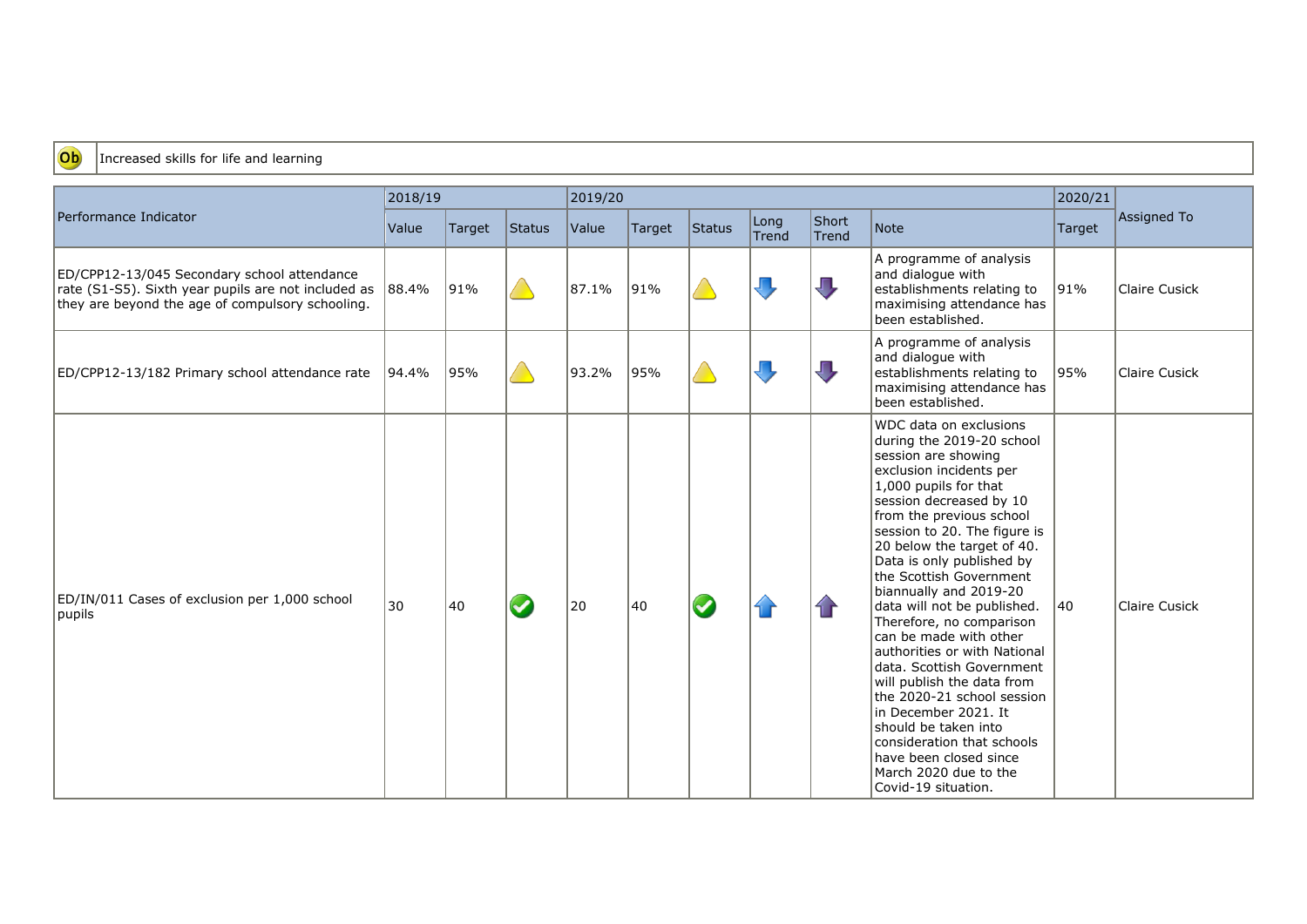| Ob | Increased skills for life and learning |
|---|---|

| Performance Indicator | 2018/19 | | | 2019/20 | | | | | | 2020/21 | Assigned To |
|---|---|---|---|---|---|---|---|---|---|---|---|
| | Value | Target | Status | Value | Target | Status | Long Trend | Short Trend | Note | Target | |
| ED/CPP12-13/045 Secondary school attendance rate (S1-S5). Sixth year pupils are not included as they are beyond the age of compulsory schooling. | 88.4% | 91% | Warning | 87.1% | 91% | Warning | Down | Down | A programme of analysis and dialogue with establishments relating to maximising attendance has been established. | 91% | Claire Cusick |
| ED/CPP12-13/182 Primary school attendance rate | 94.4% | 95% | Warning | 93.2% | 95% | Warning | Down | Down | A programme of analysis and dialogue with establishments relating to maximising attendance has been established. | 95% | Claire Cusick |
| ED/IN/011 Cases of exclusion per 1,000 school pupils | 30 | 40 | OK | 20 | 40 | OK | Up | Up | WDC data on exclusions during the 2019-20 school session are showing exclusion incidents per 1,000 pupils for that session decreased by 10 from the previous school session to 20. The figure is 20 below the target of 40. Data is only published by the Scottish Government biannually and 2019-20 data will not be published. Therefore, no comparison can be made with other authorities or with National data. Scottish Government will publish the data from the 2020-21 school session in December 2021. It should be taken into consideration that schools have been closed since March 2020 due to the Covid-19 situation. | 40 | Claire Cusick |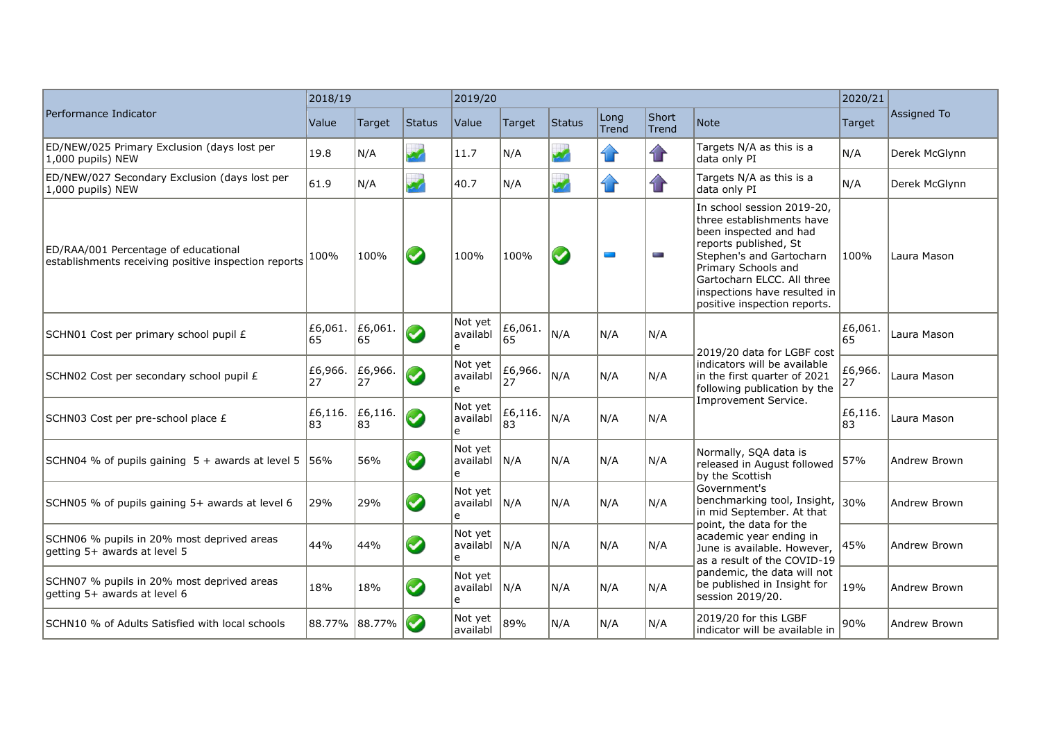| Performance Indicator | 2018/19 | | | 2019/20 | | | | | | 2020/21 | Assigned To |
|---|---|---|---|---|---|---|---|---|---|---|---|
| | Value | Target | Status | Value | Target | Status | Long Trend | Short Trend | Note | Target | |
| ED/NEW/025 Primary Exclusion (days lost per 1,000 pupils) NEW | 19.8 | N/A | | 11.7 | N/A | | | | Targets N/A as this is a data only PI | N/A | Derek McGlynn |
| ED/NEW/027 Secondary Exclusion (days lost per 1,000 pupils) NEW | 61.9 | N/A | | 40.7 | N/A | | | | Targets N/A as this is a data only PI | N/A | Derek McGlynn |
| ED/RAA/001 Percentage of educational establishments receiving positive inspection reports | 100% | 100% | | 100% | 100% | | | | In school session 2019-20, three establishments have been inspected and had reports published, St Stephen's and Gartocharn Primary Schools and Gartocharn ELCC. All three inspections have resulted in positive inspection reports. | 100% | Laura Mason |
| SCHN01 Cost per primary school pupil £ | £6,061.65 | £6,061.65 | | Not yet available | £6,061.65 | N/A | N/A | N/A | 2019/20 data for LGBF cost indicators will be available in the first quarter of 2021 following publication by the Improvement Service. | £6,061.65 | Laura Mason |
| SCHN02 Cost per secondary school pupil £ | £6,966.27 | £6,966.27 | | Not yet available | £6,966.27 | N/A | N/A | N/A | | £6,966.27 | Laura Mason |
| SCHN03 Cost per pre-school place £ | £6,116.83 | £6,116.83 | | Not yet available | £6,116.83 | N/A | N/A | N/A | | £6,116.83 | Laura Mason |
| SCHN04 % of pupils gaining 5 + awards at level 5 | 56% | 56% | | Not yet available | N/A | N/A | N/A | N/A | Normally, SQA data is released in August followed by the Scottish Government's benchmarking tool, Insight, in mid September. At that point, the data for the academic year ending in June is available. However, as a result of the COVID-19 pandemic, the data will not be published in Insight for session 2019/20. | 57% | Andrew Brown |
| SCHN05 % of pupils gaining 5+ awards at level 6 | 29% | 29% | | Not yet available | N/A | N/A | N/A | N/A | | 30% | Andrew Brown |
| SCHN06 % pupils in 20% most deprived areas getting 5+ awards at level 5 | 44% | 44% | | Not yet available | N/A | N/A | N/A | N/A | | 45% | Andrew Brown |
| SCHN07 % pupils in 20% most deprived areas getting 5+ awards at level 6 | 18% | 18% | | Not yet available | N/A | N/A | N/A | N/A | | 19% | Andrew Brown |
| SCHN10 % of Adults Satisfied with local schools | 88.77% | 88.77% | | Not yet availabl | 89% | N/A | N/A | N/A | 2019/20 for this LGBF indicator will be available in | 90% | Andrew Brown |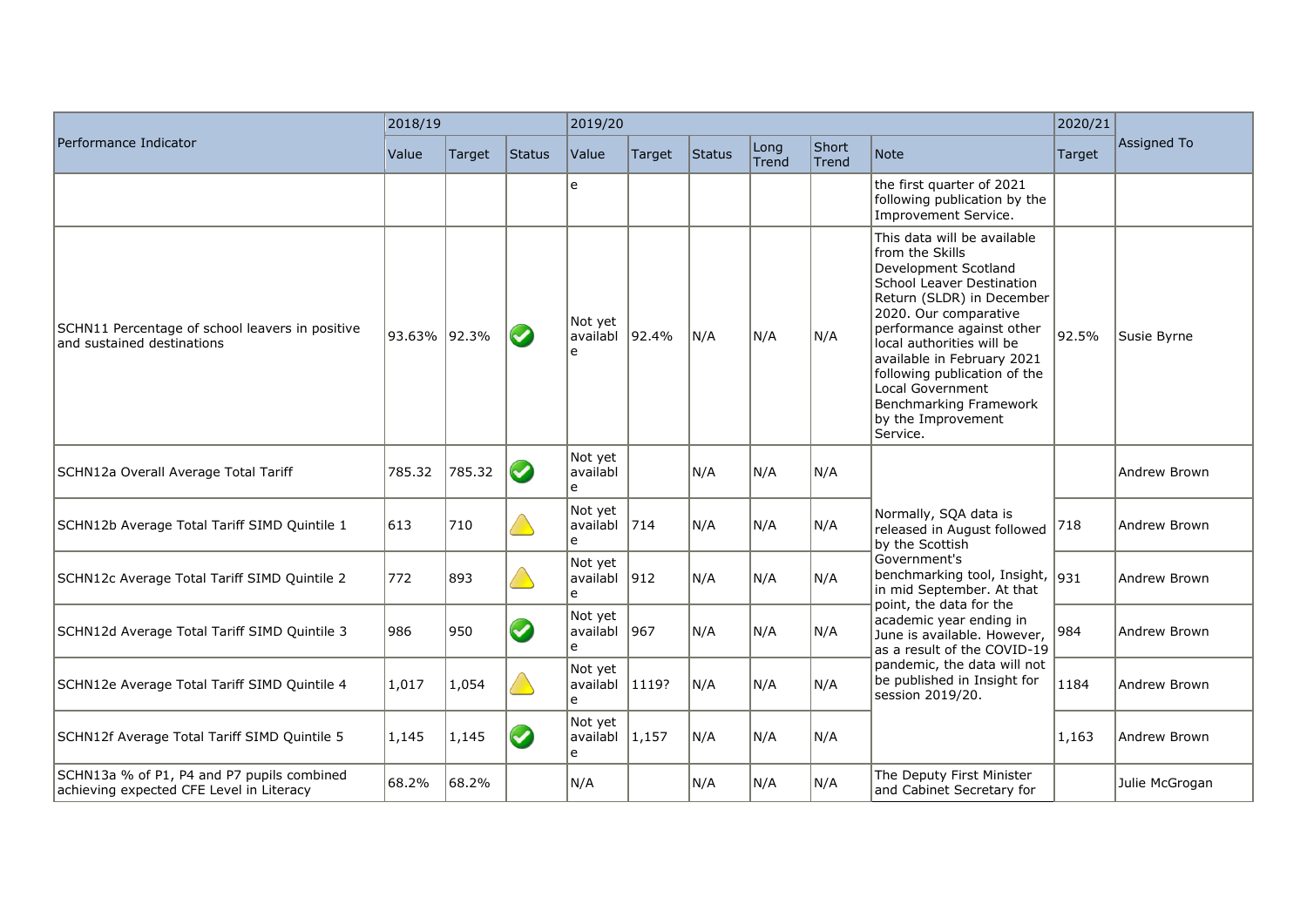| Performance Indicator | 2018/19 | | | 2019/20 | | | | | | 2020/21 | Assigned To |
|---|---|---|---|---|---|---|---|---|---|---|---|
| | Value | Target | Status | Value | Target | Status | Long Trend | Short Trend | Note | Target | |
| | | | | e | | | | | the first quarter of 2021 following publication by the Improvement Service. | | |
| SCHN11 Percentage of school leavers in positive and sustained destinations | 93.63% | 92.3% | ✔ | Not yet available | 92.4% | N/A | N/A | N/A | This data will be available from the Skills Development Scotland School Leaver Destination Return (SLDR) in December 2020. Our comparative performance against other local authorities will be available in February 2021 following publication of the Local Government Benchmarking Framework by the Improvement Service. | 92.5% | Susie Byrne |
| SCHN12a Overall Average Total Tariff | 785.32 | 785.32 | ✔ | Not yet available | | N/A | N/A | N/A | Normally, SQA data is released in August followed by the Scottish Government's benchmarking tool, Insight, in mid September. At that point, the data for the academic year ending in June is available. However, as a result of the COVID-19 pandemic, the data will not be published in Insight for session 2019/20. | | Andrew Brown |
| SCHN12b Average Total Tariff SIMD Quintile 1 | 613 | 710 | ⚠ | Not yet available | 714 | N/A | N/A | N/A | | 718 | Andrew Brown |
| SCHN12c Average Total Tariff SIMD Quintile 2 | 772 | 893 | ⚠ | Not yet available | 912 | N/A | N/A | N/A | | 931 | Andrew Brown |
| SCHN12d Average Total Tariff SIMD Quintile 3 | 986 | 950 | ✔ | Not yet available | 967 | N/A | N/A | N/A | | 984 | Andrew Brown |
| SCHN12e Average Total Tariff SIMD Quintile 4 | 1,017 | 1,054 | ⚠ | Not yet available | 1119? | N/A | N/A | N/A | | 1184 | Andrew Brown |
| SCHN12f Average Total Tariff SIMD Quintile 5 | 1,145 | 1,145 | ✔ | Not yet available | 1,157 | N/A | N/A | N/A | | 1,163 | Andrew Brown |
| SCHN13a % of P1, P4 and P7 pupils combined achieving expected CFE Level in Literacy | 68.2% | 68.2% | | N/A | | N/A | N/A | N/A | The Deputy First Minister and Cabinet Secretary for | | Julie McGrogan |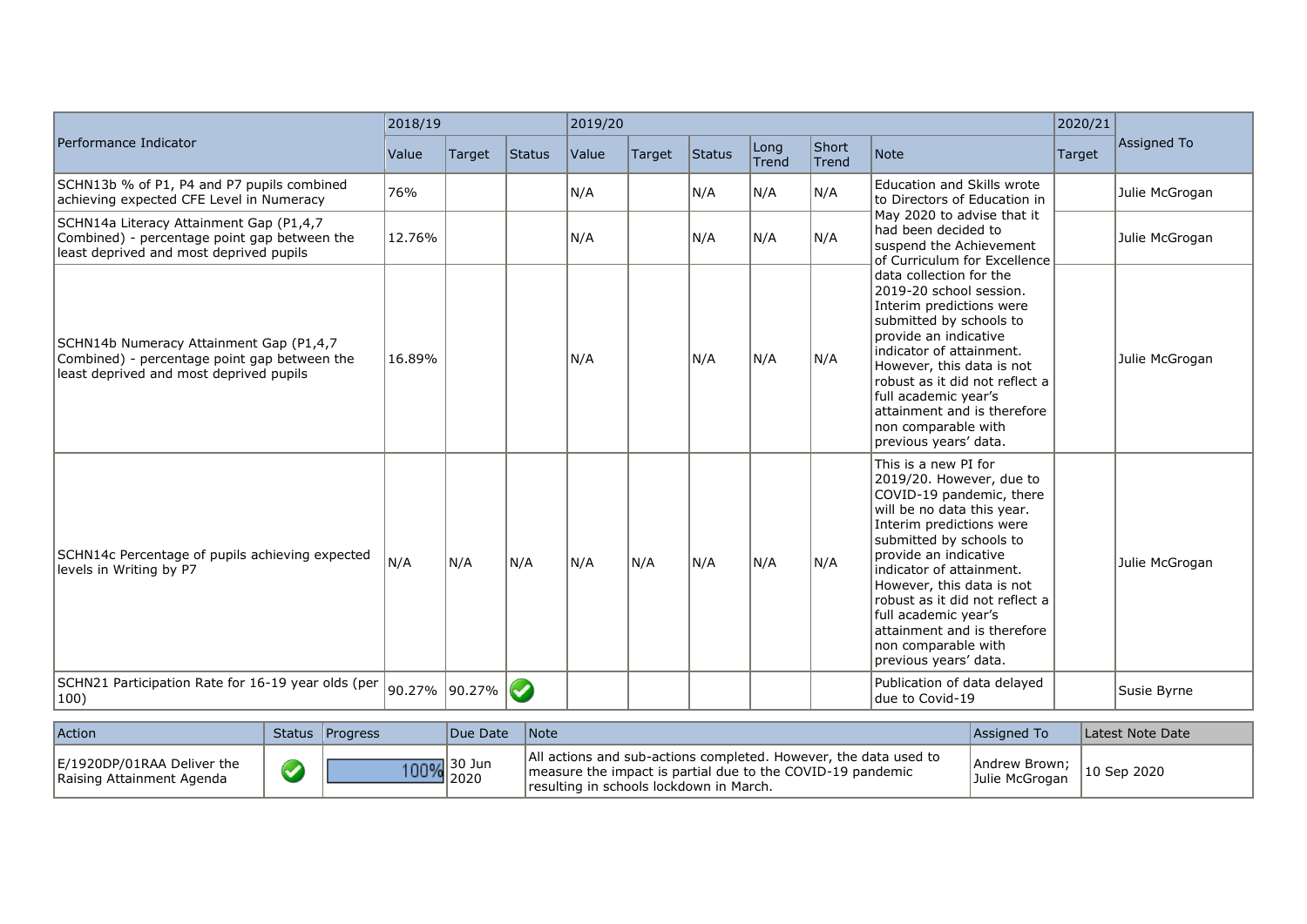| Performance Indicator | 2018/19 | | | 2019/20 | | | | | | 2020/21 | Assigned To |
|---|---|---|---|---|---|---|---|---|---|---|---|
| | Value | Target | Status | Value | Target | Status | Long Trend | Short Trend | Note | Target | |
| SCHN13b % of P1, P4 and P7 pupils combined achieving expected CFE Level in Numeracy | 76% | | | N/A | | N/A | N/A | N/A | Education and Skills wrote to Directors of Education in May 2020 to advise that it had been decided to suspend the Achievement of Curriculum for Excellence data collection for the 2019-20 school session. Interim predictions were submitted by schools to provide an indicative indicator of attainment. However, this data is not robust as it did not reflect a full academic year's attainment and is therefore non comparable with previous years' data. | | Julie McGrogan |
| SCHN14a Literacy Attainment Gap (P1,4,7 Combined) - percentage point gap between the least deprived and most deprived pupils | 12.76% | | | N/A | | N/A | N/A | N/A | | | Julie McGrogan |
| SCHN14b Numeracy Attainment Gap (P1,4,7 Combined) - percentage point gap between the least deprived and most deprived pupils | 16.89% | | | N/A | | N/A | N/A | N/A | | | Julie McGrogan |
| SCHN14c Percentage of pupils achieving expected levels in Writing by P7 | N/A | N/A | N/A | N/A | N/A | N/A | N/A | N/A | This is a new PI for 2019/20. However, due to COVID-19 pandemic, there will be no data this year. Interim predictions were submitted by schools to provide an indicative indicator of attainment. However, this data is not robust as it did not reflect a full academic year's attainment and is therefore non comparable with previous years' data. | | Julie McGrogan |
| SCHN21 Participation Rate for 16-19 year olds (per 100) | 90.27% | 90.27% | ✔ | | | | | | Publication of data delayed due to Covid-19 | | Susie Byrne |

| Action | Status | Progress | Due Date | Note | Assigned To | Latest Note Date |
|---|---|---|---|---|---|---|
| E/1920DP/01RAA Deliver the Raising Attainment Agenda | ✔ | 100% | 30 Jun 2020 | All actions and sub-actions completed. However, the data used to measure the impact is partial due to the COVID-19 pandemic resulting in schools lockdown in March. | Andrew Brown; Julie McGrogan | 10 Sep 2020 |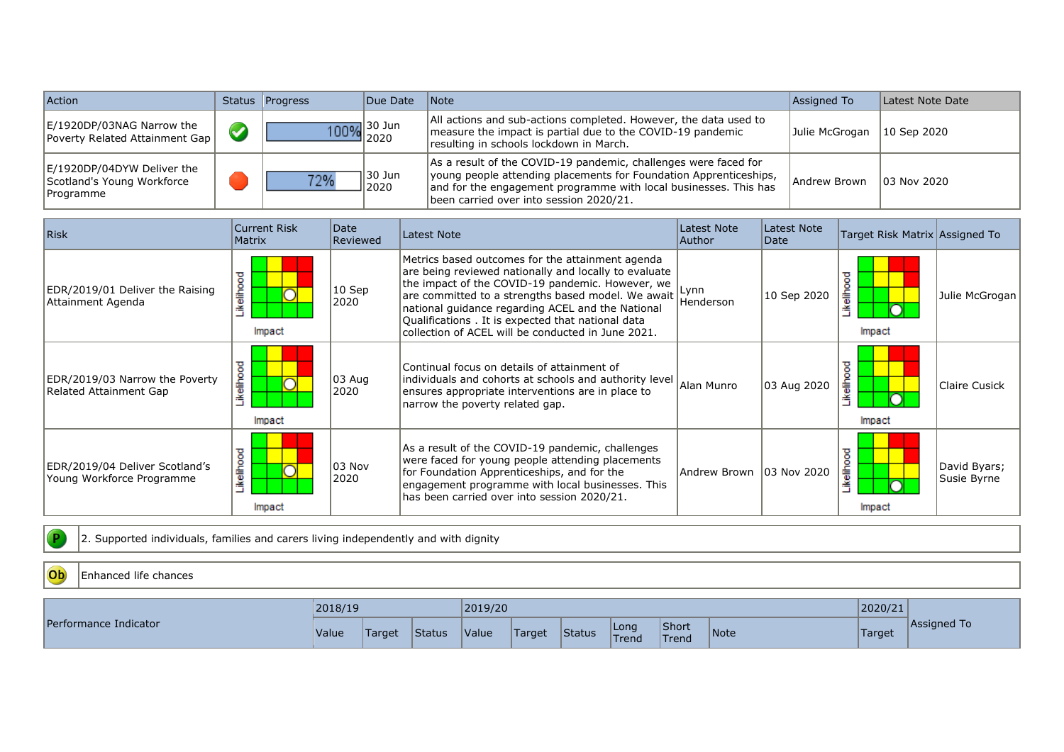| Action | Status | Progress | Due Date | Note | Assigned To | Latest Note Date |
|---|---|---|---|---|---|---|
| E/1920DP/03NAG Narrow the Poverty Related Attainment Gap | | 100% | 30 Jun 2020 | All actions and sub-actions completed. However, the data used to measure the impact is partial due to the COVID-19 pandemic resulting in schools lockdown in March. | Julie McGrogan | 10 Sep 2020 |
| E/1920DP/04DYW Deliver the Scotland's Young Workforce Programme | | 72% | 30 Jun 2020 | As a result of the COVID-19 pandemic, challenges were faced for young people attending placements for Foundation Apprenticeships, and for the engagement programme with local businesses. This has been carried over into session 2020/21. | Andrew Brown | 03 Nov 2020 |

| Risk | Current Risk Matrix | Date Reviewed | Latest Note | Latest Note Author | Latest Note Date | Target Risk Matrix | Assigned To |
|---|---|---|---|---|---|---|---|
| EDR/2019/01 Deliver the Raising Attainment Agenda | Likelihood / Impact | 10 Sep 2020 | Metrics based outcomes for the attainment agenda are being reviewed nationally and locally to evaluate the impact of the COVID-19 pandemic. However, we are committed to a strengths based model. We await national guidance regarding ACEL and the National Qualifications . It is expected that national data collection of ACEL will be conducted in June 2021. | Lynn Henderson | 10 Sep 2020 | Likelihood / Impact | Julie McGrogan |
| EDR/2019/03 Narrow the Poverty Related Attainment Gap | Likelihood / Impact | 03 Aug 2020 | Continual focus on details of attainment of individuals and cohorts at schools and authority level ensures appropriate interventions are in place to narrow the poverty related gap. | Alan Munro | 03 Aug 2020 | Likelihood / Impact | Claire Cusick |
| EDR/2019/04 Deliver Scotland's Young Workforce Programme | Likelihood / Impact | 03 Nov 2020 | As a result of the COVID-19 pandemic, challenges were faced for young people attending placements for Foundation Apprenticeships, and for the engagement programme with local businesses. This has been carried over into session 2020/21. | Andrew Brown | 03 Nov 2020 | Likelihood / Impact | David Byars; Susie Byrne |

| P | 2. Supported individuals, families and carers living independently and with dignity |
|---|---|

| Ob | Enhanced life chances |
|---|---|

| Performance Indicator | 2018/19 | | | 2019/20 | | | | | | 2020/21 | Assigned To |
|---|---|---|---|---|---|---|---|---|---|---|---|
| | Value | Target | Status | Value | Target | Status | Long Trend | Short Trend | Note | Target | |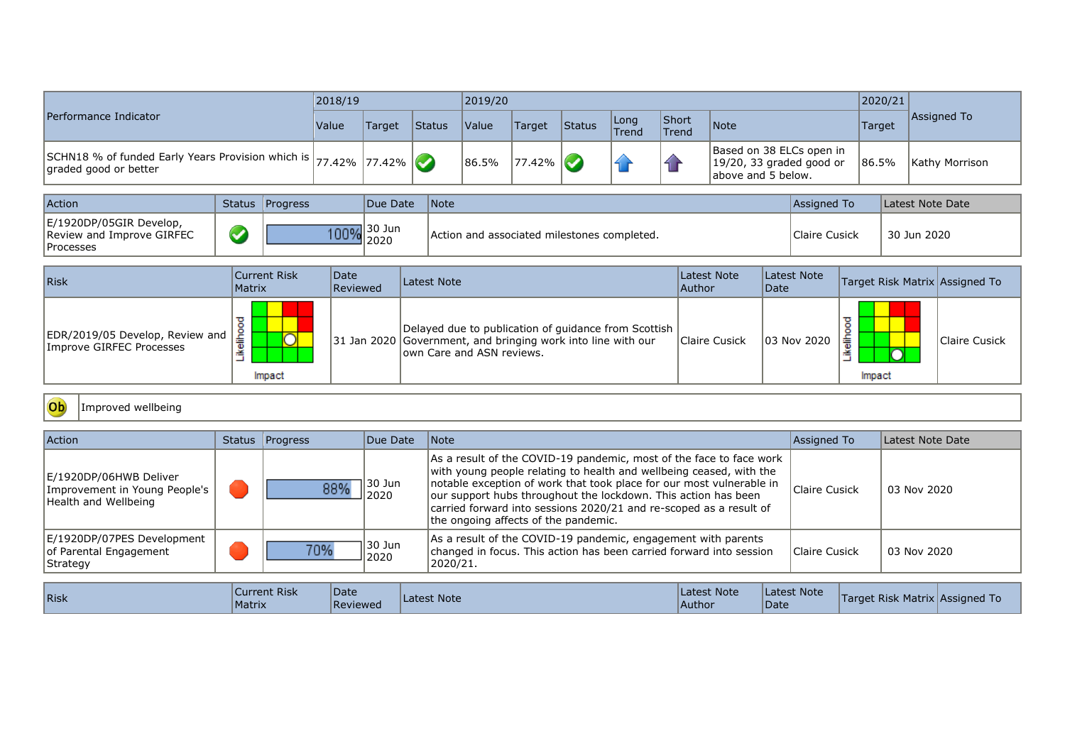| Performance Indicator | 2018/19 | | | 2019/20 | | | | | | 2020/21 | Assigned To |
|---|---|---|---|---|---|---|---|---|---|---|---|
| | Value | Target | Status | Value | Target | Status | Long Trend | Short Trend | Note | Target | |
| SCHN18 % of funded Early Years Provision which is graded good or better | 77.42% | 77.42% | | 86.5% | 77.42% | | | | Based on 38 ELCs open in 19/20, 33 graded good or above and 5 below. | 86.5% | Kathy Morrison |

| Action | Status | Progress | Due Date | Note | Assigned To | Latest Note Date |
|---|---|---|---|---|---|---|
| E/1920DP/05GIR Develop, Review and Improve GIRFEC Processes | | 100% | 30 Jun 2020 | Action and associated milestones completed. | Claire Cusick | 30 Jun 2020 |

| Risk | Current Risk Matrix | Date Reviewed | Latest Note | Latest Note Author | Latest Note Date | Target Risk Matrix | Assigned To |
|---|---|---|---|---|---|---|---|
| EDR/2019/05 Develop, Review and Improve GIRFEC Processes | | 31 Jan 2020 | Delayed due to publication of guidance from Scottish Government, and bringing work into line with our own Care and ASN reviews. | Claire Cusick | 03 Nov 2020 | | Claire Cusick |

**Ob** Improved wellbeing

| Action | Status | Progress | Due Date | Note | Assigned To | Latest Note Date |
|---|---|---|---|---|---|---|
| E/1920DP/06HWB Deliver Improvement in Young People's Health and Wellbeing | | 88% | 30 Jun 2020 | As a result of the COVID-19 pandemic, most of the face to face work with young people relating to health and wellbeing ceased, with the notable exception of work that took place for our most vulnerable in our support hubs throughout the lockdown. This action has been carried forward into sessions 2020/21 and re-scoped as a result of the ongoing affects of the pandemic. | Claire Cusick | 03 Nov 2020 |
| E/1920DP/07PES Development of Parental Engagement Strategy | | 70% | 30 Jun 2020 | As a result of the COVID-19 pandemic, engagement with parents changed in focus. This action has been carried forward into session 2020/21. | Claire Cusick | 03 Nov 2020 |

| Risk | Current Risk Matrix | Date Reviewed | Latest Note | Latest Note Author | Latest Note Date | Target Risk Matrix | Assigned To |
|---|---|---|---|---|---|---|---|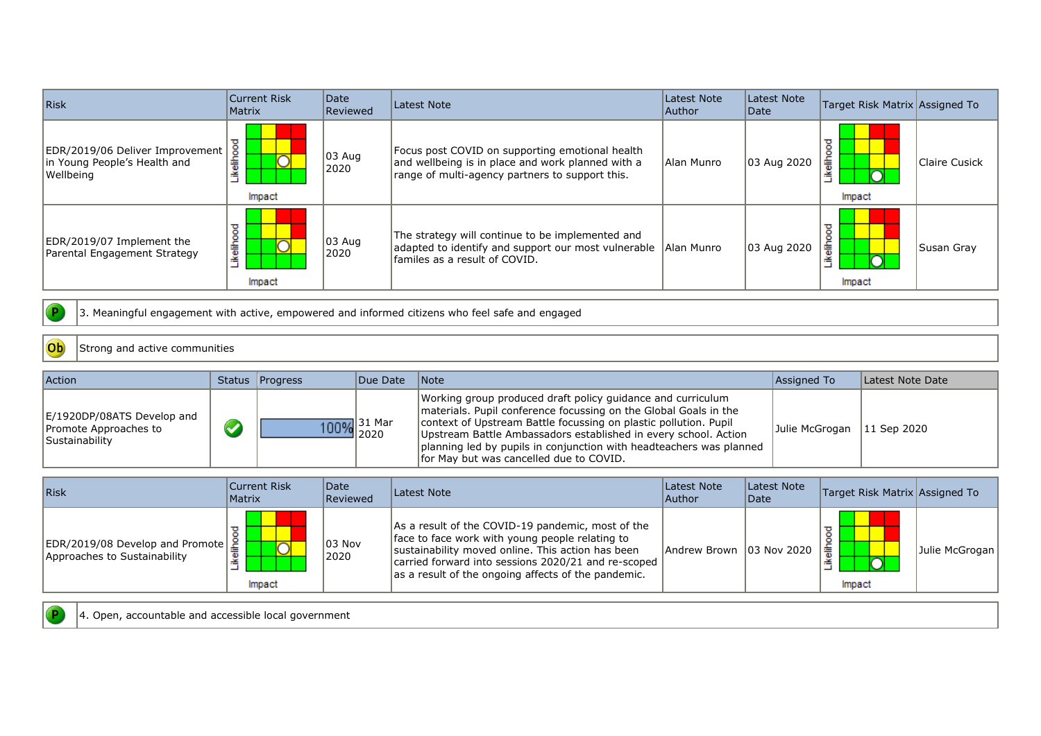| Risk | Current Risk Matrix | Date Reviewed | Latest Note | Latest Note Author | Latest Note Date | Target Risk Matrix | Assigned To |
|---|---|---|---|---|---|---|---|
| EDR/2019/06 Deliver Improvement in Young People's Health and Wellbeing | | 03 Aug 2020 | Focus post COVID on supporting emotional health and wellbeing is in place and work planned with a range of multi-agency partners to support this. | Alan Munro | 03 Aug 2020 | | Claire Cusick |
| EDR/2019/07 Implement the Parental Engagement Strategy | | 03 Aug 2020 | The strategy will continue to be implemented and adapted to identify and support our most vulnerable familes as a result of COVID. | Alan Munro | 03 Aug 2020 | | Susan Gray |

P — 3. Meaningful engagement with active, empowered and informed citizens who feel safe and engaged

Ob — Strong and active communities

| Action | Status | Progress | Due Date | Note | Assigned To | Latest Note Date |
|---|---|---|---|---|---|---|
| E/1920DP/08ATS Develop and Promote Approaches to Sustainability | ✔ | 100% | 31 Mar 2020 | Working group produced draft policy guidance and curriculum materials. Pupil conference focussing on the Global Goals in the context of Upstream Battle focussing on plastic pollution. Pupil Upstream Battle Ambassadors established in every school. Action planning led by pupils in conjunction with headteachers was planned for May but was cancelled due to COVID. | Julie McGrogan | 11 Sep 2020 |

| Risk | Current Risk Matrix | Date Reviewed | Latest Note | Latest Note Author | Latest Note Date | Target Risk Matrix | Assigned To |
|---|---|---|---|---|---|---|---|
| EDR/2019/08 Develop and Promote Approaches to Sustainability | | 03 Nov 2020 | As a result of the COVID-19 pandemic, most of the face to face work with young people relating to sustainability moved online. This action has been carried forward into sessions 2020/21 and re-scoped as a result of the ongoing affects of the pandemic. | Andrew Brown | 03 Nov 2020 | | Julie McGrogan |

P — 4. Open, accountable and accessible local government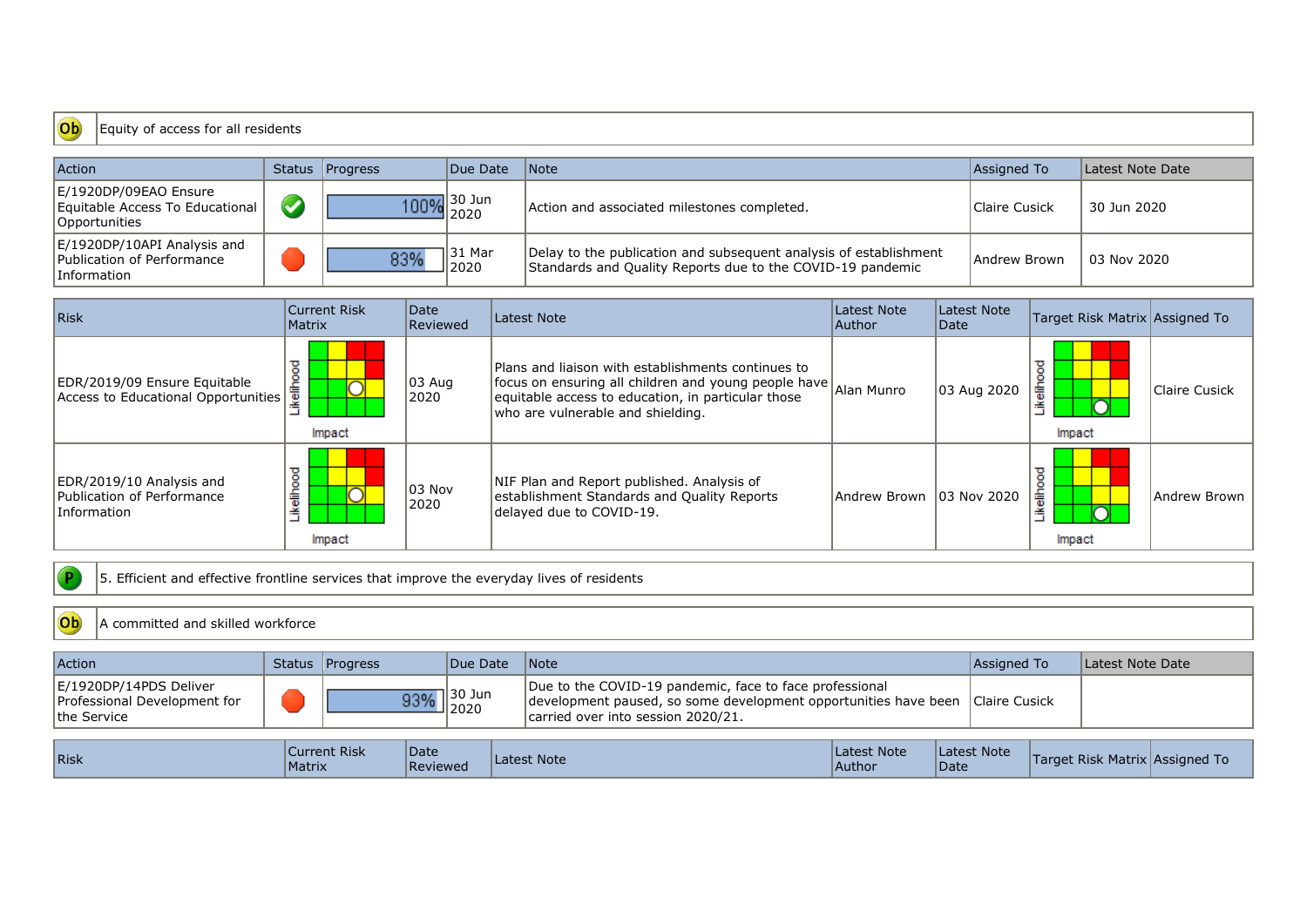**Ob** Equity of access for all residents

| Action | Status | Progress | Due Date | Note | Assigned To | Latest Note Date |
|---|---|---|---|---|---|---|
| E/1920DP/09EAO Ensure Equitable Access To Educational Opportunities | Completed | 100% | 30 Jun 2020 | Action and associated milestones completed. | Claire Cusick | 30 Jun 2020 |
| E/1920DP/10API Analysis and Publication of Performance Information | Overdue | 83% | 31 Mar 2020 | Delay to the publication and subsequent analysis of establishment Standards and Quality Reports due to the COVID-19 pandemic | Andrew Brown | 03 Nov 2020 |

| Risk | Current Risk Matrix | Date Reviewed | Latest Note | Latest Note Author | Latest Note Date | Target Risk Matrix | Assigned To |
|---|---|---|---|---|---|---|---|
| EDR/2019/09 Ensure Equitable Access to Educational Opportunities | Likelihood / Impact | 03 Aug 2020 | Plans and liaison with establishments continues to focus on ensuring all children and young people have equitable access to education, in particular those who are vulnerable and shielding. | Alan Munro | 03 Aug 2020 | Likelihood / Impact | Claire Cusick |
| EDR/2019/10 Analysis and Publication of Performance Information | Likelihood / Impact | 03 Nov 2020 | NIF Plan and Report published. Analysis of establishment Standards and Quality Reports delayed due to COVID-19. | Andrew Brown | 03 Nov 2020 | Likelihood / Impact | Andrew Brown |

**P** 5. Efficient and effective frontline services that improve the everyday lives of residents

**Ob** A committed and skilled workforce

| Action | Status | Progress | Due Date | Note | Assigned To | Latest Note Date |
|---|---|---|---|---|---|---|
| E/1920DP/14PDS Deliver Professional Development for the Service | Overdue | 93% | 30 Jun 2020 | Due to the COVID-19 pandemic, face to face professional development paused, so some development opportunities have been carried over into session 2020/21. | Claire Cusick | |

| Risk | Current Risk Matrix | Date Reviewed | Latest Note | Latest Note Author | Latest Note Date | Target Risk Matrix | Assigned To |
|---|---|---|---|---|---|---|---|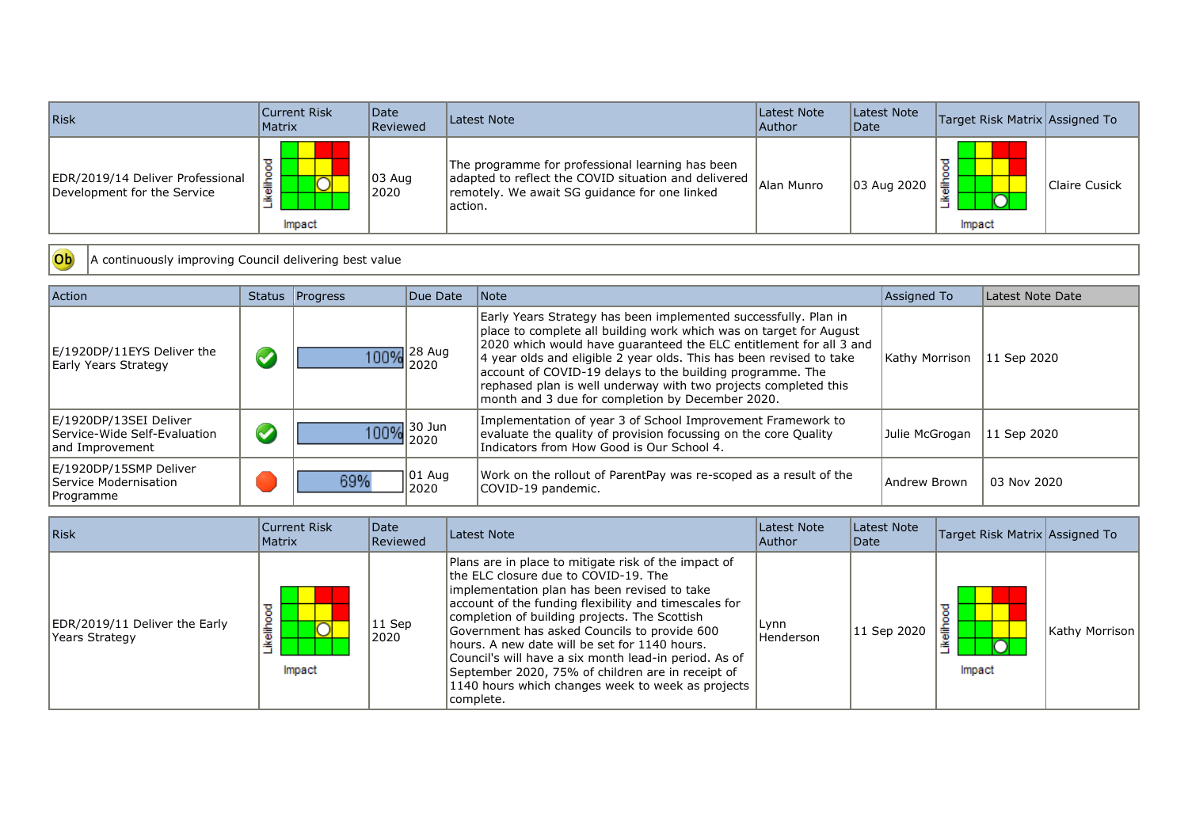| Risk | Current Risk Matrix | Date Reviewed | Latest Note | Latest Note Author | Latest Note Date | Target Risk Matrix | Assigned To |
|---|---|---|---|---|---|---|---|
| EDR/2019/14 Deliver Professional Development for the Service | Likelihood / Impact | 03 Aug 2020 | The programme for professional learning has been adapted to reflect the COVID situation and delivered remotely. We await SG guidance for one linked action. | Alan Munro | 03 Aug 2020 | Likelihood / Impact | Claire Cusick |

| Ob | A continuously improving Council delivering best value |
|---|---|

| Action | Status | Progress | Due Date | Note | Assigned To | Latest Note Date |
|---|---|---|---|---|---|---|
| E/1920DP/11EYS Deliver the Early Years Strategy | | 100% | 28 Aug 2020 | Early Years Strategy has been implemented successfully. Plan in place to complete all building work which was on target for August 2020 which would have guaranteed the ELC entitlement for all 3 and 4 year olds and eligible 2 year olds. This has been revised to take account of COVID-19 delays to the building programme. The rephased plan is well underway with two projects completed this month and 3 due for completion by December 2020. | Kathy Morrison | 11 Sep 2020 |
| E/1920DP/13SEI Deliver Service-Wide Self-Evaluation and Improvement | | 100% | 30 Jun 2020 | Implementation of year 3 of School Improvement Framework to evaluate the quality of provision focussing on the core Quality Indicators from How Good is Our School 4. | Julie McGrogan | 11 Sep 2020 |
| E/1920DP/15SMP Deliver Service Modernisation Programme | | 69% | 01 Aug 2020 | Work on the rollout of ParentPay was re-scoped as a result of the COVID-19 pandemic. | Andrew Brown | 03 Nov 2020 |

| Risk | Current Risk Matrix | Date Reviewed | Latest Note | Latest Note Author | Latest Note Date | Target Risk Matrix | Assigned To |
|---|---|---|---|---|---|---|---|
| EDR/2019/11 Deliver the Early Years Strategy | Likelihood / Impact | 11 Sep 2020 | Plans are in place to mitigate risk of the impact of the ELC closure due to COVID-19. The implementation plan has been revised to take account of the funding flexibility and timescales for completion of building projects. The Scottish Government has asked Councils to provide 600 hours. A new date will be set for 1140 hours. Council's will have a six month lead-in period. As of September 2020, 75% of children are in receipt of 1140 hours which changes week to week as projects complete. | Lynn Henderson | 11 Sep 2020 | Likelihood / Impact | Kathy Morrison |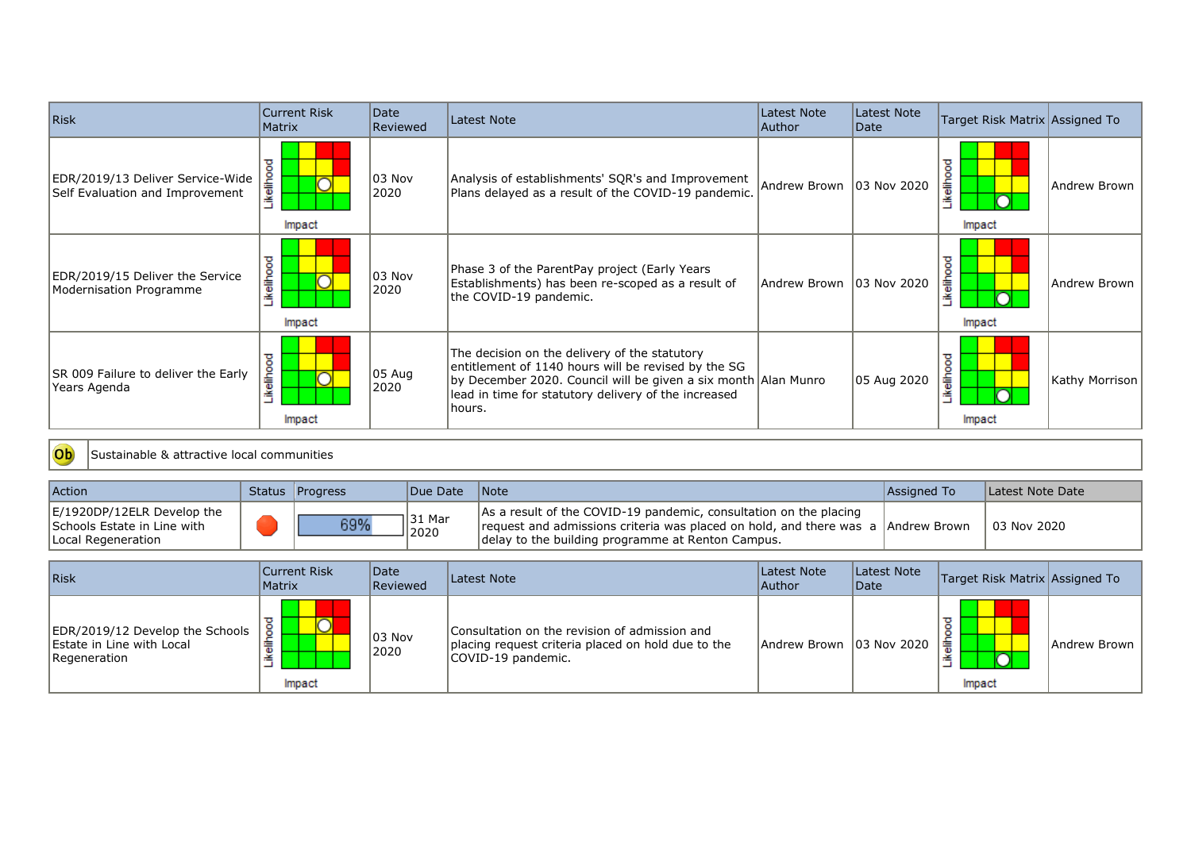| Risk | Current Risk Matrix | Date Reviewed | Latest Note | Latest Note Author | Latest Note Date | Target Risk Matrix | Assigned To |
|---|---|---|---|---|---|---|---|
| EDR/2019/13 Deliver Service-Wide Self Evaluation and Improvement | Likelihood / Impact | 03 Nov 2020 | Analysis of establishments' SQR's and Improvement Plans delayed as a result of the COVID-19 pandemic. | Andrew Brown | 03 Nov 2020 | Likelihood / Impact | Andrew Brown |
| EDR/2019/15 Deliver the Service Modernisation Programme | Likelihood / Impact | 03 Nov 2020 | Phase 3 of the ParentPay project (Early Years Establishments) has been re-scoped as a result of the COVID-19 pandemic. | Andrew Brown | 03 Nov 2020 | Likelihood / Impact | Andrew Brown |
| SR 009 Failure to deliver the Early Years Agenda | Likelihood / Impact | 05 Aug 2020 | The decision on the delivery of the statutory entitlement of 1140 hours will be revised by the SG by December 2020. Council will be given a six month lead in time for statutory delivery of the increased hours. | Alan Munro | 05 Aug 2020 | Likelihood / Impact | Kathy Morrison |

| Ob | Sustainable & attractive local communities |
|---|---|

| Action | Status | Progress | Due Date | Note | Assigned To | Latest Note Date |
|---|---|---|---|---|---|---|
| E/1920DP/12ELR Develop the Schools Estate in Line with Local Regeneration | | 69% | 31 Mar 2020 | As a result of the COVID-19 pandemic, consultation on the placing request and admissions criteria was placed on hold, and there was a delay to the building programme at Renton Campus. | Andrew Brown | 03 Nov 2020 |

| Risk | Current Risk Matrix | Date Reviewed | Latest Note | Latest Note Author | Latest Note Date | Target Risk Matrix | Assigned To |
|---|---|---|---|---|---|---|---|
| EDR/2019/12 Develop the Schools Estate in Line with Local Regeneration | Likelihood / Impact | 03 Nov 2020 | Consultation on the revision of admission and placing request criteria placed on hold due to the COVID-19 pandemic. | Andrew Brown | 03 Nov 2020 | Likelihood / Impact | Andrew Brown |